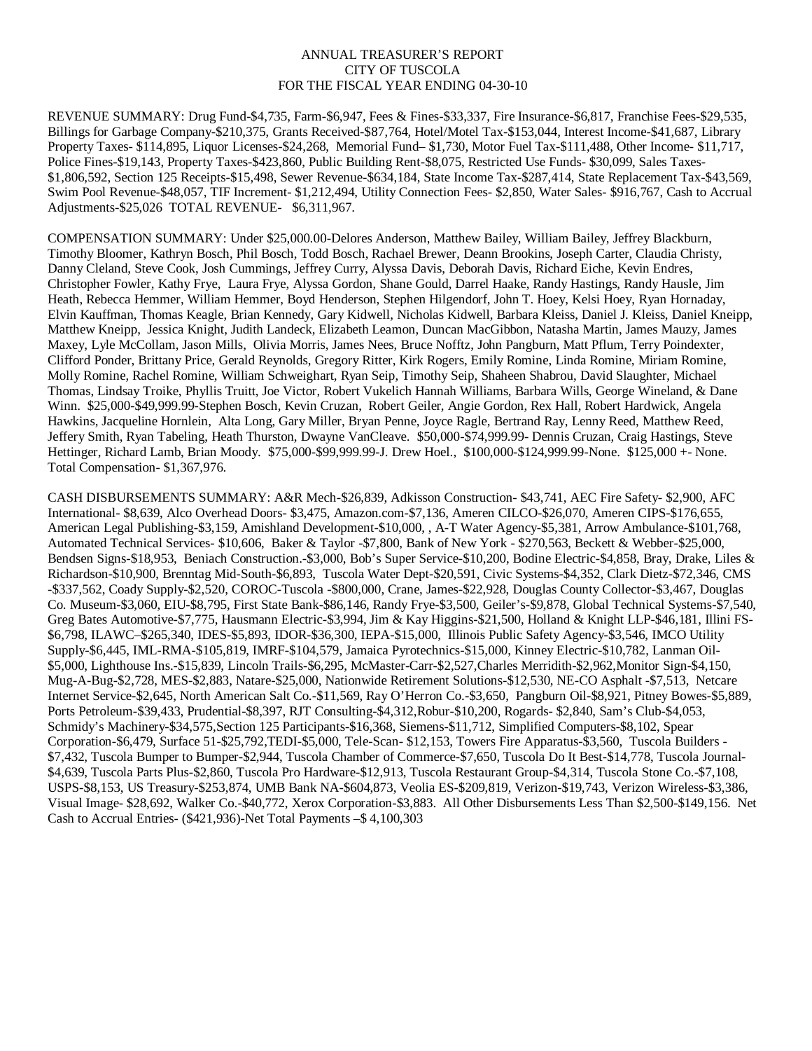# ANNUAL TREASURER'S REPORT
# CITY OF TUSCOLA
# FOR THE FISCAL YEAR ENDING 04-30-10

REVENUE SUMMARY: Drug Fund-$4,735, Farm-$6,947, Fees & Fines-$33,337, Fire Insurance-$6,817, Franchise Fees-$29,535, Billings for Garbage Company-$210,375, Grants Received-$87,764, Hotel/Motel Tax-$153,044, Interest Income-$41,687, Library Property Taxes- $114,895, Liquor Licenses-$24,268, Memorial Fund– $1,730, Motor Fuel Tax-$111,488, Other Income- $11,717, Police Fines-$19,143, Property Taxes-$423,860, Public Building Rent-$8,075, Restricted Use Funds- $30,099, Sales Taxes-$1,806,592, Section 125 Receipts-$15,498, Sewer Revenue-$634,184, State Income Tax-$287,414, State Replacement Tax-$43,569, Swim Pool Revenue-$48,057, TIF Increment- $1,212,494, Utility Connection Fees- $2,850, Water Sales- $916,767, Cash to Accrual Adjustments-$25,026 TOTAL REVENUE- $6,311,967.

COMPENSATION SUMMARY: Under $25,000.00-Delores Anderson, Matthew Bailey, William Bailey, Jeffrey Blackburn, Timothy Bloomer, Kathryn Bosch, Phil Bosch, Todd Bosch, Rachael Brewer, Deann Brookins, Joseph Carter, Claudia Christy, Danny Cleland, Steve Cook, Josh Cummings, Jeffrey Curry, Alyssa Davis, Deborah Davis, Richard Eiche, Kevin Endres, Christopher Fowler, Kathy Frye, Laura Frye, Alyssa Gordon, Shane Gould, Darrel Haake, Randy Hastings, Randy Hausle, Jim Heath, Rebecca Hemmer, William Hemmer, Boyd Henderson, Stephen Hilgendorf, John T. Hoey, Kelsi Hoey, Ryan Hornaday, Elvin Kauffman, Thomas Keagle, Brian Kennedy, Gary Kidwell, Nicholas Kidwell, Barbara Kleiss, Daniel J. Kleiss, Daniel Kneipp, Matthew Kneipp, Jessica Knight, Judith Landeck, Elizabeth Leamon, Duncan MacGibbon, Natasha Martin, James Mauzy, James Maxey, Lyle McCollam, Jason Mills, Olivia Morris, James Nees, Bruce Nofftz, John Pangburn, Matt Pflum, Terry Poindexter, Clifford Ponder, Brittany Price, Gerald Reynolds, Gregory Ritter, Kirk Rogers, Emily Romine, Linda Romine, Miriam Romine, Molly Romine, Rachel Romine, William Schweighart, Ryan Seip, Timothy Seip, Shaheen Shabrou, David Slaughter, Michael Thomas, Lindsay Troike, Phyllis Truitt, Joe Victor, Robert Vukelich Hannah Williams, Barbara Wills, George Wineland, & Dane Winn. $25,000-$49,999.99-Stephen Bosch, Kevin Cruzan, Robert Geiler, Angie Gordon, Rex Hall, Robert Hardwick, Angela Hawkins, Jacqueline Hornlein, Alta Long, Gary Miller, Bryan Penne, Joyce Ragle, Bertrand Ray, Lenny Reed, Matthew Reed, Jeffery Smith, Ryan Tabeling, Heath Thurston, Dwayne VanCleave. $50,000-$74,999.99- Dennis Cruzan, Craig Hastings, Steve Hettinger, Richard Lamb, Brian Moody. $75,000-$99,999.99-J. Drew Hoel., $100,000-$124,999.99-None. $125,000 +- None. Total Compensation- $1,367,976.

CASH DISBURSEMENTS SUMMARY: A&R Mech-$26,839, Adkisson Construction- $43,741, AEC Fire Safety- $2,900, AFC International- $8,639, Alco Overhead Doors- $3,475, Amazon.com-$7,136, Ameren CILCO-$26,070, Ameren CIPS-$176,655, American Legal Publishing-$3,159, Amishland Development-$10,000, , A-T Water Agency-$5,381, Arrow Ambulance-$101,768, Automated Technical Services- $10,606, Baker & Taylor -$7,800, Bank of New York - $270,563, Beckett & Webber-$25,000, Bendsen Signs-$18,953, Beniach Construction.-$3,000, Bob's Super Service-$10,200, Bodine Electric-$4,858, Bray, Drake, Liles & Richardson-$10,900, Brenntag Mid-South-$6,893, Tuscola Water Dept-$20,591, Civic Systems-$4,352, Clark Dietz-$72,346, CMS -$337,562, Coady Supply-$2,520, COROC-Tuscola -$800,000, Crane, James-$22,928, Douglas County Collector-$3,467, Douglas Co. Museum-$3,060, EIU-$8,795, First State Bank-$86,146, Randy Frye-$3,500, Geiler's-$9,878, Global Technical Systems-$7,540, Greg Bates Automotive-$7,775, Hausmann Electric-$3,994, Jim & Kay Higgins-$21,500, Holland & Knight LLP-$46,181, Illini FS-$6,798, ILAWC–$265,340, IDES-$5,893, IDOR-$36,300, IEPA-$15,000, Illinois Public Safety Agency-$3,546, IMCO Utility Supply-$6,445, IML-RMA-$105,819, IMRF-$104,579, Jamaica Pyrotechnics-$15,000, Kinney Electric-$10,782, Lanman Oil-$5,000, Lighthouse Ins.-$15,839, Lincoln Trails-$6,295, McMaster-Carr-$2,527,Charles Merridith-$2,962,Monitor Sign-$4,150, Mug-A-Bug-$2,728, MES-$2,883, Natare-$25,000, Nationwide Retirement Solutions-$12,530, NE-CO Asphalt -$7,513, Netcare Internet Service-$2,645, North American Salt Co.-$11,569, Ray O'Herron Co.-$3,650, Pangburn Oil-$8,921, Pitney Bowes-$5,889, Ports Petroleum-$39,433, Prudential-$8,397, RJT Consulting-$4,312,Robur-$10,200, Rogards- $2,840, Sam's Club-$4,053, Schmidy's Machinery-$34,575,Section 125 Participants-$16,368, Siemens-$11,712, Simplified Computers-$8,102, Spear Corporation-$6,479, Surface 51-$25,792,TEDI-$5,000, Tele-Scan- $12,153, Towers Fire Apparatus-$3,560, Tuscola Builders -$7,432, Tuscola Bumper to Bumper-$2,944, Tuscola Chamber of Commerce-$7,650, Tuscola Do It Best-$14,778, Tuscola Journal-$4,639, Tuscola Parts Plus-$2,860, Tuscola Pro Hardware-$12,913, Tuscola Restaurant Group-$4,314, Tuscola Stone Co.-$7,108, USPS-$8,153, US Treasury-$253,874, UMB Bank NA-$604,873, Veolia ES-$209,819, Verizon-$19,743, Verizon Wireless-$3,386, Visual Image- $28,692, Walker Co.-$40,772, Xerox Corporation-$3,883. All Other Disbursements Less Than $2,500-$149,156. Net Cash to Accrual Entries- ($421,936)-Net Total Payments –$ 4,100,303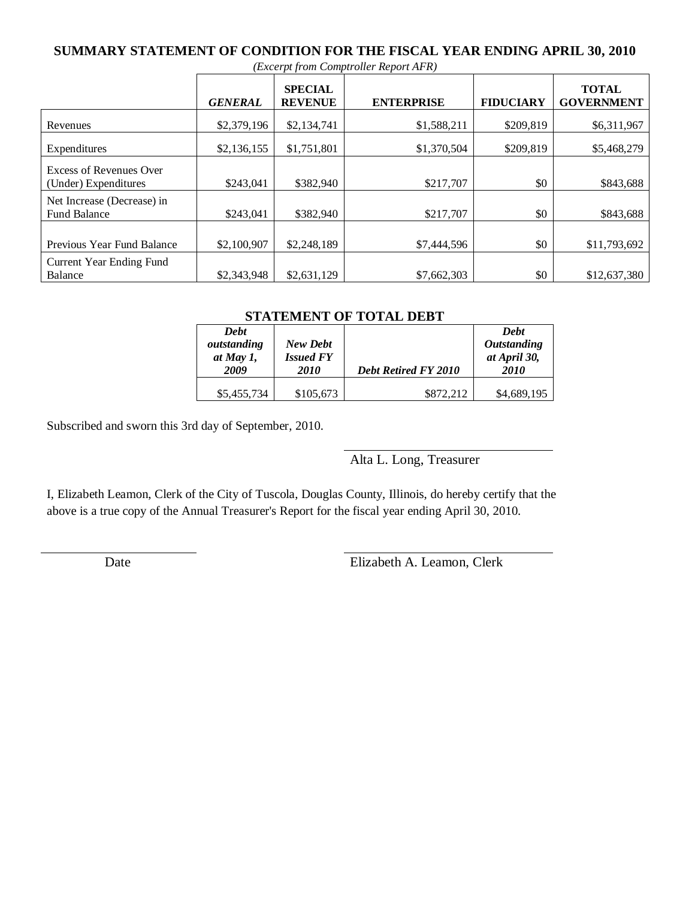## SUMMARY STATEMENT OF CONDITION FOR THE FISCAL YEAR ENDING APRIL 30, 2010

*(Excerpt from Comptroller Report AFR)*

| | *GENERAL* | SPECIAL REVENUE | ENTERPRISE | FIDUCIARY | TOTAL GOVERNMENT |
|---|---|---|---|---|---|
| Revenues | $2,379,196 | $2,134,741 | $1,588,211 | $209,819 | $6,311,967 |
| Expenditures | $2,136,155 | $1,751,801 | $1,370,504 | $209,819 | $5,468,279 |
| Excess of Revenues Over (Under) Expenditures | $243,041 | $382,940 | $217,707 | $0 | $843,688 |
| Net Increase (Decrease) in Fund Balance | $243,041 | $382,940 | $217,707 | $0 | $843,688 |
| Previous Year Fund Balance | $2,100,907 | $2,248,189 | $7,444,596 | $0 | $11,793,692 |
| Current Year Ending Fund Balance | $2,343,948 | $2,631,129 | $7,662,303 | $0 | $12,637,380 |

## STATEMENT OF TOTAL DEBT

| *Debt outstanding at May 1, 2009* | *New Debt Issued FY 2010* | *Debt Retired FY 2010* | *Debt Outstanding at April 30, 2010* |
|---|---|---|---|
| $5,455,734 | $105,673 | $872,212 | $4,689,195 |

Subscribed and sworn this 3rd day of September, 2010.

Alta L. Long, Treasurer

I, Elizabeth Leamon, Clerk of the City of Tuscola, Douglas County, Illinois, do hereby certify that the above is a true copy of the Annual Treasurer's Report for the fiscal year ending April 30, 2010.

Date

Elizabeth A. Leamon, Clerk